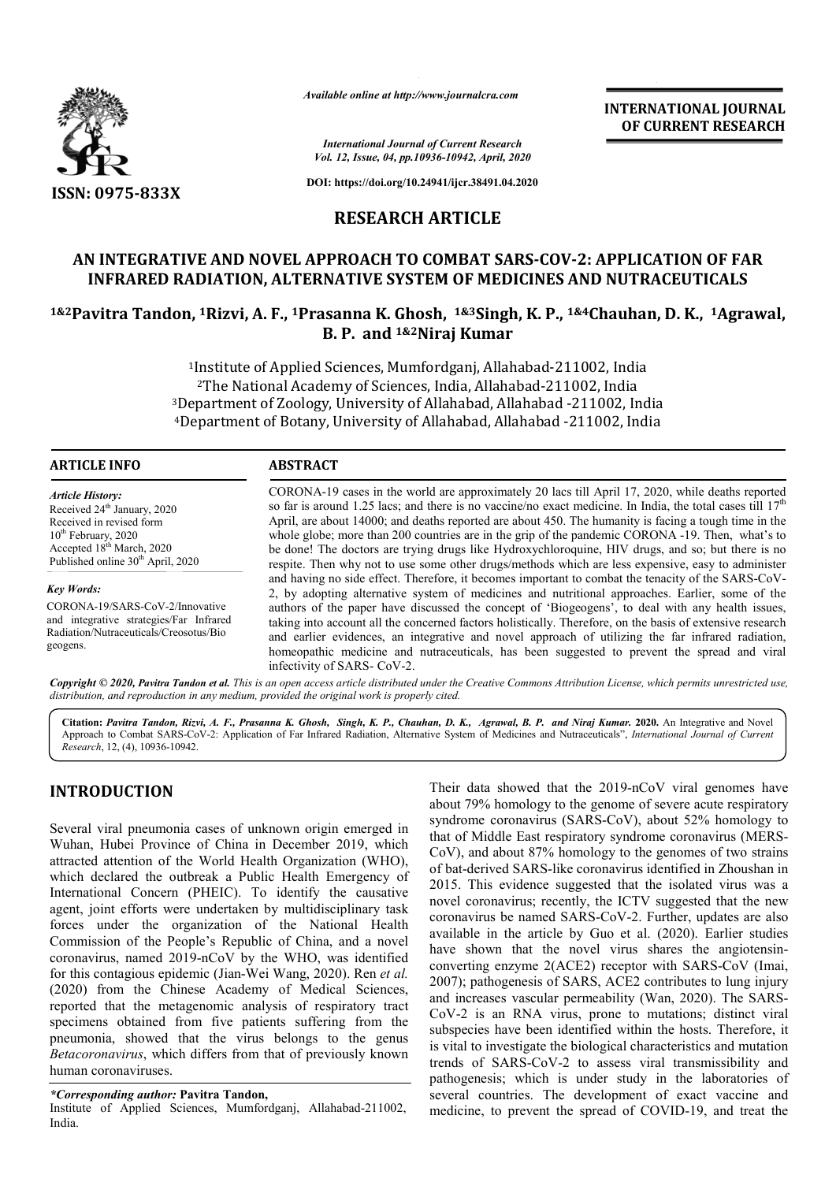*Available online at http://www.journalcra.com*

*International Journal of Current Research*
*Vol. 12, Issue, 04, pp.10936-10942, April, 2020*

**DOI: https://doi.org/10.24941/ijcr.38491.04.2020**

**INTERNATIONAL JOURNAL OF CURRENT RESEARCH**

**ISSN: 0975-833X**

## RESEARCH ARTICLE

# AN INTEGRATIVE AND NOVEL APPROACH TO COMBAT SARS-COV-2: APPLICATION OF FAR INFRARED RADIATION, ALTERNATIVE SYSTEM OF MEDICINES AND NUTRACEUTICALS

**[1&2]Pavitra Tandon, [1]Rizvi, A. F., [1]Prasanna K. Ghosh, [1&3]Singh, K. P., [1&4]Chauhan, D. K., [1]Agrawal, B. P. and [1&2]Niraj Kumar**

[1]Institute of Applied Sciences, Mumfordganj, Allahabad-211002, India
[2]The National Academy of Sciences, India, Allahabad-211002, India
[3]Department of Zoology, University of Allahabad, Allahabad -211002, India
[4]Department of Botany, University of Allahabad, Allahabad -211002, India

### ARTICLE INFO

*Article History:*
Received 24th January, 2020
Received in revised form
10th February, 2020
Accepted 18th March, 2020
Published online 30th April, 2020

*Key Words:*
CORONA-19/SARS-CoV-2/Innovative and integrative strategies/Far Infrared Radiation/Nutraceuticals/Creosotus/Bio geogens.

### ABSTRACT

CORONA-19 cases in the world are approximately 20 lacs till April 17, 2020, while deaths reported so far is around 1.25 lacs; and there is no vaccine/no exact medicine. In India, the total cases till 17th April, are about 14000; and deaths reported are about 450. The humanity is facing a tough time in the whole globe; more than 200 countries are in the grip of the pandemic CORONA -19. Then, what's to be done! The doctors are trying drugs like Hydroxychloroquine, HIV drugs, and so; but there is no respite. Then why not to use some other drugs/methods which are less expensive, easy to administer and having no side effect. Therefore, it becomes important to combat the tenacity of the SARS-CoV-2, by adopting alternative system of medicines and nutritional approaches. Earlier, some of the authors of the paper have discussed the concept of 'Biogeogens', to deal with any health issues, taking into account all the concerned factors holistically. Therefore, on the basis of extensive research and earlier evidences, an integrative and novel approach of utilizing the far infrared radiation, homeopathic medicine and nutraceuticals, has been suggested to prevent the spread and viral infectivity of SARS- CoV-2.

*Copyright © 2020, Pavitra Tandon et al. This is an open access article distributed under the Creative Commons Attribution License, which permits unrestricted use, distribution, and reproduction in any medium, provided the original work is properly cited.*

**Citation:** *Pavitra Tandon, Rizvi, A. F., Prasanna K. Ghosh, Singh, K. P., Chauhan, D. K., Agrawal, B. P. and Niraj Kumar.* **2020.** An Integrative and Novel Approach to Combat SARS-CoV-2: Application of Far Infrared Radiation, Alternative System of Medicines and Nutraceuticals", *International Journal of Current Research*, 12, (4), 10936-10942.

## INTRODUCTION

Several viral pneumonia cases of unknown origin emerged in Wuhan, Hubei Province of China in December 2019, which attracted attention of the World Health Organization (WHO), which declared the outbreak a Public Health Emergency of International Concern (PHEIC). To identify the causative agent, joint efforts were undertaken by multidisciplinary task forces under the organization of the National Health Commission of the People's Republic of China, and a novel coronavirus, named 2019-nCoV by the WHO, was identified for this contagious epidemic (Jian-Wei Wang, 2020). Ren *et al.* (2020) from the Chinese Academy of Medical Sciences, reported that the metagenomic analysis of respiratory tract specimens obtained from five patients suffering from the pneumonia, showed that the virus belongs to the genus *Betacoronavirus*, which differs from that of previously known human coronaviruses.

Their data showed that the 2019-nCoV viral genomes have about 79% homology to the genome of severe acute respiratory syndrome coronavirus (SARS-CoV), about 52% homology to that of Middle East respiratory syndrome coronavirus (MERS-CoV), and about 87% homology to the genomes of two strains of bat-derived SARS-like coronavirus identified in Zhoushan in 2015. This evidence suggested that the isolated virus was a novel coronavirus; recently, the ICTV suggested that the new coronavirus be named SARS-CoV-2. Further, updates are also available in the article by Guo et al. (2020). Earlier studies have shown that the novel virus shares the angiotensin-converting enzyme 2(ACE2) receptor with SARS-CoV (Imai, 2007); pathogenesis of SARS, ACE2 contributes to lung injury and increases vascular permeability (Wan, 2020). The SARS-CoV-2 is an RNA virus, prone to mutations; distinct viral subspecies have been identified within the hosts. Therefore, it is vital to investigate the biological characteristics and mutation trends of SARS-CoV-2 to assess viral transmissibility and pathogenesis; which is under study in the laboratories of several countries. The development of exact vaccine and medicine, to prevent the spread of COVID-19, and treat the

*\*Corresponding author:* **Pavitra Tandon,**
Institute of Applied Sciences, Mumfordganj, Allahabad-211002, India.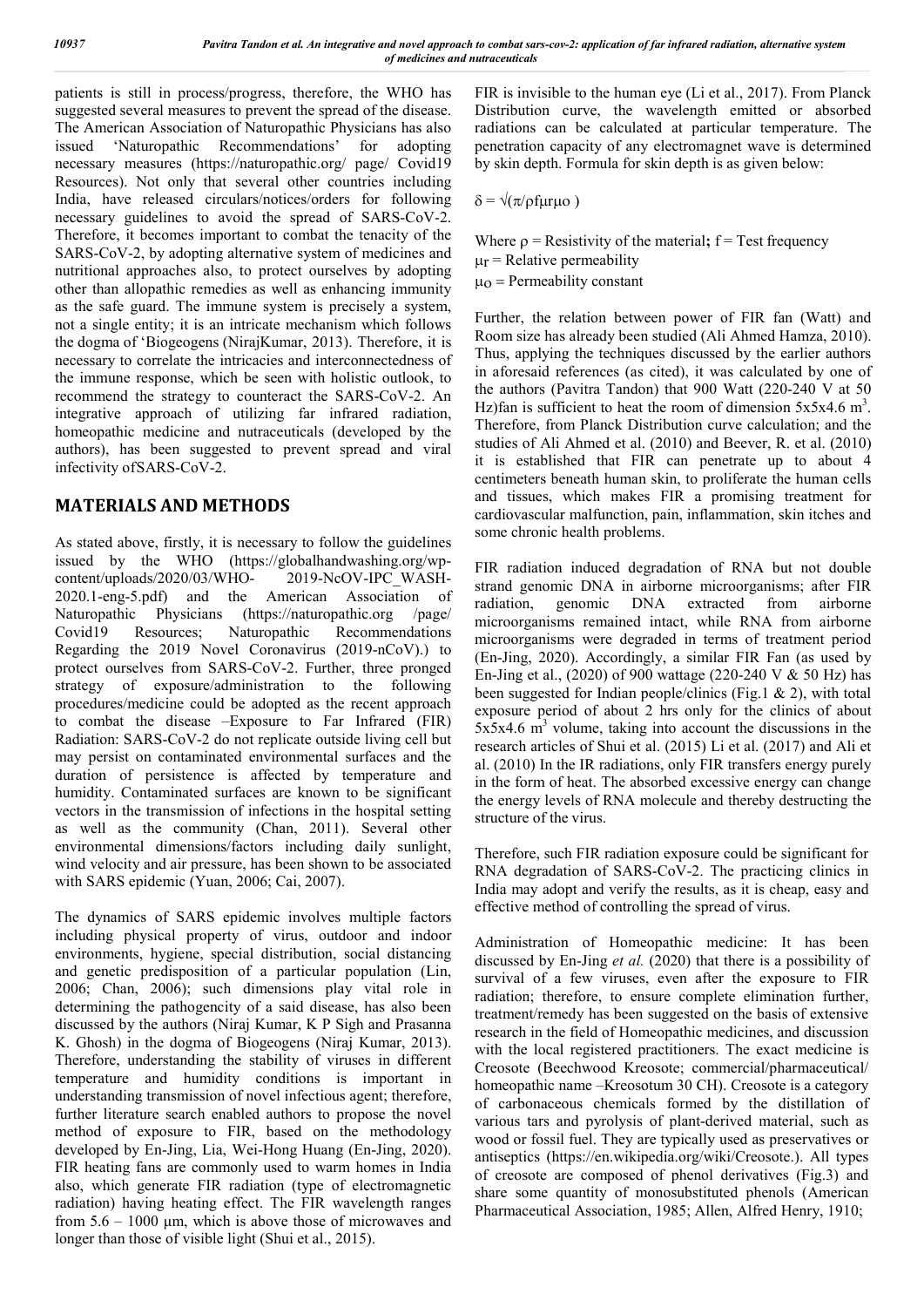patients is still in process/progress, therefore, the WHO has suggested several measures to prevent the spread of the disease. The American Association of Naturopathic Physicians has also issued 'Naturopathic Recommendations' for adopting necessary measures (https://naturopathic.org/ page/ Covid19 Resources). Not only that several other countries including India, have released circulars/notices/orders for following necessary guidelines to avoid the spread of SARS-CoV-2. Therefore, it becomes important to combat the tenacity of the SARS-CoV-2, by adopting alternative system of medicines and nutritional approaches also, to protect ourselves by adopting other than allopathic remedies as well as enhancing immunity as the safe guard. The immune system is precisely a system, not a single entity; it is an intricate mechanism which follows the dogma of 'Biogeogens (NirajKumar, 2013). Therefore, it is necessary to correlate the intricacies and interconnectedness of the immune response, which be seen with holistic outlook, to recommend the strategy to counteract the SARS-CoV-2. An integrative approach of utilizing far infrared radiation, homeopathic medicine and nutraceuticals (developed by the authors), has been suggested to prevent spread and viral infectivity ofSARS-CoV-2.

## MATERIALS AND METHODS

As stated above, firstly, it is necessary to follow the guidelines issued by the WHO (https://globalhandwashing.org/wp-content/uploads/2020/03/WHO- 2019-NcOV-IPC_WASH-2020.1-eng-5.pdf) and the American Association of Naturopathic Physicians (https://naturopathic.org /page/ Covid19 Resources; Naturopathic Recommendations Regarding the 2019 Novel Coronavirus (2019-nCoV).) to protect ourselves from SARS-CoV-2. Further, three pronged strategy of exposure/administration to the following procedures/medicine could be adopted as the recent approach to combat the disease –Exposure to Far Infrared (FIR) Radiation: SARS-CoV-2 do not replicate outside living cell but may persist on contaminated environmental surfaces and the duration of persistence is affected by temperature and humidity. Contaminated surfaces are known to be significant vectors in the transmission of infections in the hospital setting as well as the community (Chan, 2011). Several other environmental dimensions/factors including daily sunlight, wind velocity and air pressure, has been shown to be associated with SARS epidemic (Yuan, 2006; Cai, 2007).

The dynamics of SARS epidemic involves multiple factors including physical property of virus, outdoor and indoor environments, hygiene, special distribution, social distancing and genetic predisposition of a particular population (Lin, 2006; Chan, 2006); such dimensions play vital role in determining the pathogencity of a said disease, has also been discussed by the authors (Niraj Kumar, K P Sigh and Prasanna K. Ghosh) in the dogma of Biogeogens (Niraj Kumar, 2013). Therefore, understanding the stability of viruses in different temperature and humidity conditions is important in understanding transmission of novel infectious agent; therefore, further literature search enabled authors to propose the novel method of exposure to FIR, based on the methodology developed by En-Jing, Lia, Wei-Hong Huang (En-Jing, 2020). FIR heating fans are commonly used to warm homes in India also, which generate FIR radiation (type of electromagnetic radiation) having heating effect. The FIR wavelength ranges from 5.6 – 1000 μm, which is above those of microwaves and longer than those of visible light (Shui et al., 2015).

FIR is invisible to the human eye (Li et al., 2017). From Planck Distribution curve, the wavelength emitted or absorbed radiations can be calculated at particular temperature. The penetration capacity of any electromagnet wave is determined by skin depth. Formula for skin depth is as given below:

$$\delta = \sqrt{(\pi/\rho f \mu_r \mu_o)}$$

Where $\rho$ = Resistivity of the material**;** f = Test frequency
$\mu_r$ = Relative permeability
$\mu_O$ = Permeability constant

Further, the relation between power of FIR fan (Watt) and Room size has already been studied (Ali Ahmed Hamza, 2010). Thus, applying the techniques discussed by the earlier authors in aforesaid references (as cited), it was calculated by one of the authors (Pavitra Tandon) that 900 Watt (220-240 V at 50 Hz)fan is sufficient to heat the room of dimension 5x5x4.6 $m^3$. Therefore, from Planck Distribution curve calculation; and the studies of Ali Ahmed et al. (2010) and Beever, R. et al. (2010) it is established that FIR can penetrate up to about 4 centimeters beneath human skin, to proliferate the human cells and tissues, which makes FIR a promising treatment for cardiovascular malfunction, pain, inflammation, skin itches and some chronic health problems.

FIR radiation induced degradation of RNA but not double strand genomic DNA in airborne microorganisms; after FIR radiation, genomic DNA extracted from airborne microorganisms remained intact, while RNA from airborne microorganisms were degraded in terms of treatment period (En-Jing, 2020). Accordingly, a similar FIR Fan (as used by En-Jing et al., (2020) of 900 wattage (220-240 V & 50 Hz) has been suggested for Indian people/clinics (Fig.1 & 2), with total exposure period of about 2 hrs only for the clinics of about 5x5x4.6 $m^3$ volume, taking into account the discussions in the research articles of Shui et al. (2015) Li et al. (2017) and Ali et al. (2010) In the IR radiations, only FIR transfers energy purely in the form of heat. The absorbed excessive energy can change the energy levels of RNA molecule and thereby destructing the structure of the virus.

Therefore, such FIR radiation exposure could be significant for RNA degradation of SARS-CoV-2. The practicing clinics in India may adopt and verify the results, as it is cheap, easy and effective method of controlling the spread of virus.

Administration of Homeopathic medicine: It has been discussed by En-Jing *et al.* (2020) that there is a possibility of survival of a few viruses, even after the exposure to FIR radiation; therefore, to ensure complete elimination further, treatment/remedy has been suggested on the basis of extensive research in the field of Homeopathic medicines, and discussion with the local registered practitioners. The exact medicine is Creosote (Beechwood Kreosote; commercial/pharmaceutical/ homeopathic name –Kreosotum 30 CH). Creosote is a category of carbonaceous chemicals formed by the distillation of various tars and pyrolysis of plant-derived material, such as wood or fossil fuel. They are typically used as preservatives or antiseptics (https://en.wikipedia.org/wiki/Creosote.). All types of creosote are composed of phenol derivatives (Fig.3) and share some quantity of monosubstituted phenols (American Pharmaceutical Association, 1985; Allen, Alfred Henry, 1910;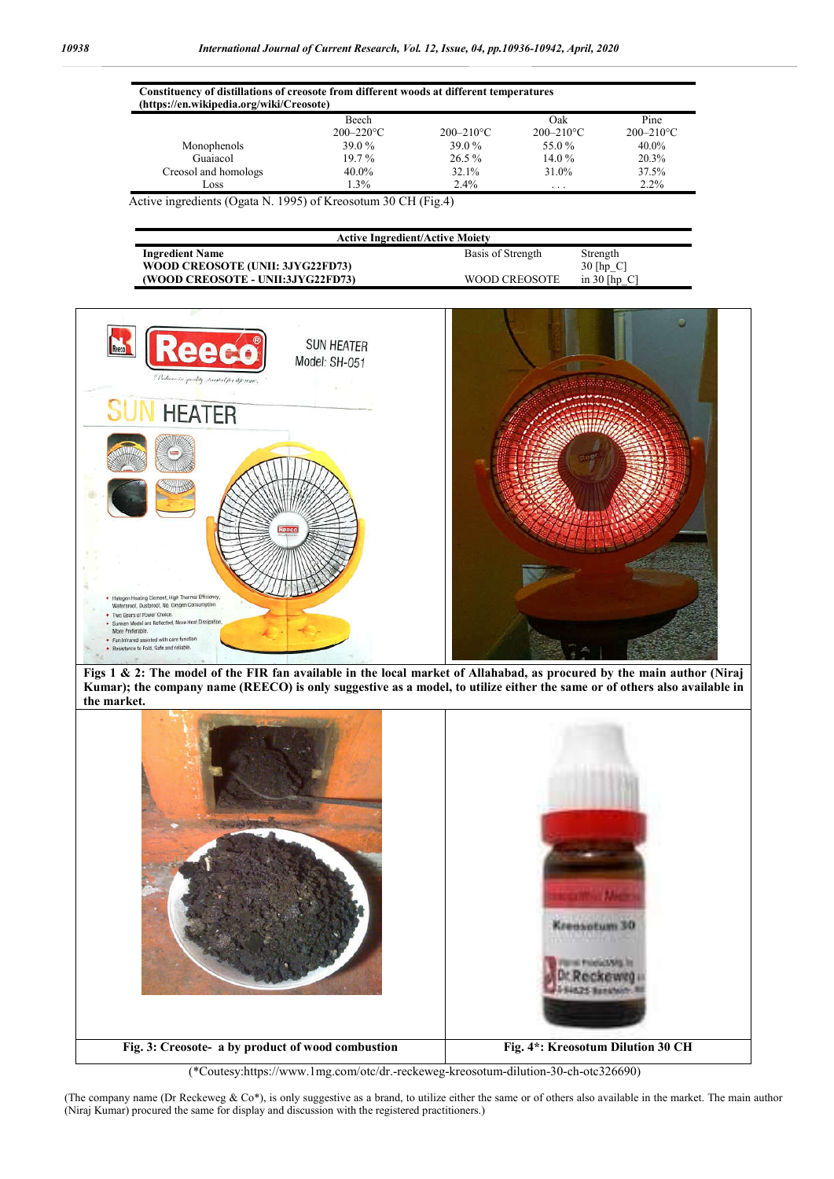**Constituency of distillations of creosote from different woods at different temperatures (https://en.wikipedia.org/wiki/Creosote)**

| | Beech | | Oak | Pine |
|---|---|---|---|---|
| | 200–220°C | 200–210°C | 200–210°C | 200–210°C |
| Monophenols | 39.0 % | 39.0 % | 55.0 % | 40.0% |
| Guaiacol | 19.7 % | 26.5 % | 14.0 % | 20.3% |
| Creosol and homologs | 40.0% | 32.1% | 31.0% | 37.5% |
| Loss | 1.3% | 2.4% | . . . | 2.2% |

Active ingredients (Ogata N. 1995) of Kreosotum 30 CH (Fig.4)

**Active Ingredient/Active Moiety**

| Ingredient Name | Basis of Strength | Strength |
|---|---|---|
| **WOOD CREOSOTE (UNII: 3JYG22FD73)** | | 30 [hp_C] |
| **(WOOD CREOSOTE - UNII:3JYG22FD73)** | WOOD CREOSOTE | in 30 [hp_C] |

**Figs 1 & 2: The model of the FIR fan available in the local market of Allahabad, as procured by the main author (Niraj Kumar); the company name (REECO) is only suggestive as a model, to utilize either the same or of others also available in the market.**

**Fig. 3: Creosote- a by product of wood combustion**

**Fig. 4*: Kreosotum Dilution 30 CH**

(*Coutesy:https://www.1mg.com/otc/dr.-reckeweg-kreosotum-dilution-30-ch-otc326690)

(The company name (Dr Reckeweg & Co*), is only suggestive as a brand, to utilize either the same or of others also available in the market. The main author (Niraj Kumar) procured the same for display and discussion with the registered practitioners.)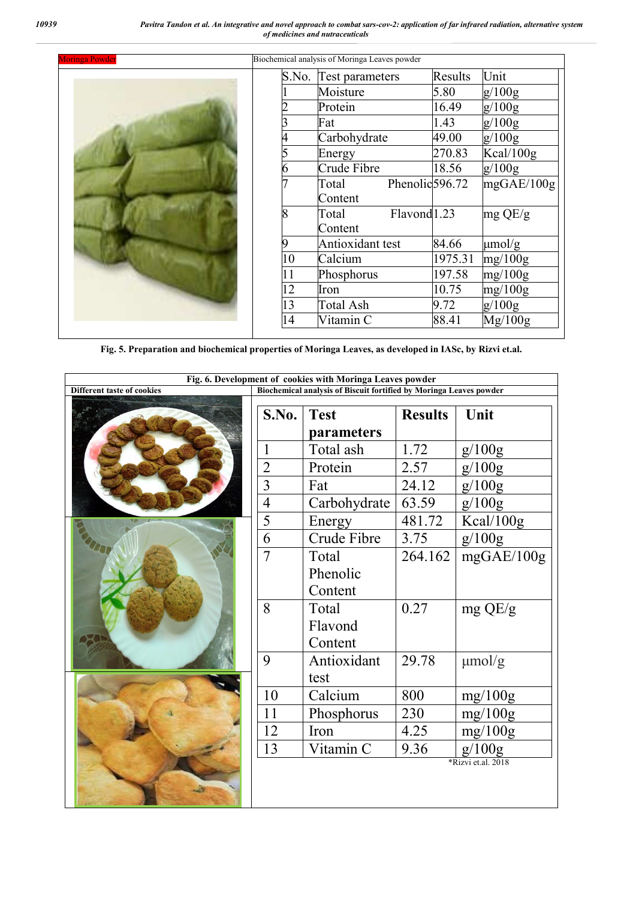| Moringa Powder | Biochemical analysis of Moringa Leaves powder | | | |
|---|---|---|---|---|
| | S.No. | Test parameters | Results | Unit |
| | 1 | Moisture | 5.80 | g/100g |
| | 2 | Protein | 16.49 | g/100g |
| | 3 | Fat | 1.43 | g/100g |
| | 4 | Carbohydrate | 49.00 | g/100g |
| | 5 | Energy | 270.83 | Kcal/100g |
| | 6 | Crude Fibre | 18.56 | g/100g |
| | 7 | Total Phenolic Content | 596.72 | mgGAE/100g |
| | 8 | Total Flavond Content | 1.23 | mg QE/g |
| | 9 | Antioxidant test | 84.66 | µmol/g |
| | 10 | Calcium | 1975.31 | mg/100g |
| | 11 | Phosphorus | 197.58 | mg/100g |
| | 12 | Iron | 10.75 | mg/100g |
| | 13 | Total Ash | 9.72 | g/100g |
| | 14 | Vitamin C | 88.41 | Mg/100g |

**Fig. 5. Preparation and biochemical properties of Moringa Leaves, as developed in IASc, by Rizvi et.al.**

**Fig. 6. Development of cookies with Moringa Leaves powder**

| Different taste of cookies | Biochemical analysis of Biscuit fortified by Moringa Leaves powder | | | |
|---|---|---|---|---|
| | **S.No.** | **Test parameters** | **Results** | **Unit** |
| | 1 | Total ash | 1.72 | g/100g |
| | 2 | Protein | 2.57 | g/100g |
| | 3 | Fat | 24.12 | g/100g |
| | 4 | Carbohydrate | 63.59 | g/100g |
| | 5 | Energy | 481.72 | Kcal/100g |
| | 6 | Crude Fibre | 3.75 | g/100g |
| | 7 | Total Phenolic Content | 264.162 | mgGAE/100g |
| | 8 | Total Flavond Content | 0.27 | mg QE/g |
| | 9 | Antioxidant test | 29.78 | µmol/g |
| | 10 | Calcium | 800 | mg/100g |
| | 11 | Phosphorus | 230 | mg/100g |
| | 12 | Iron | 4.25 | mg/100g |
| | 13 | Vitamin C | 9.36 | g/100g |

*Rizvi et.al. 2018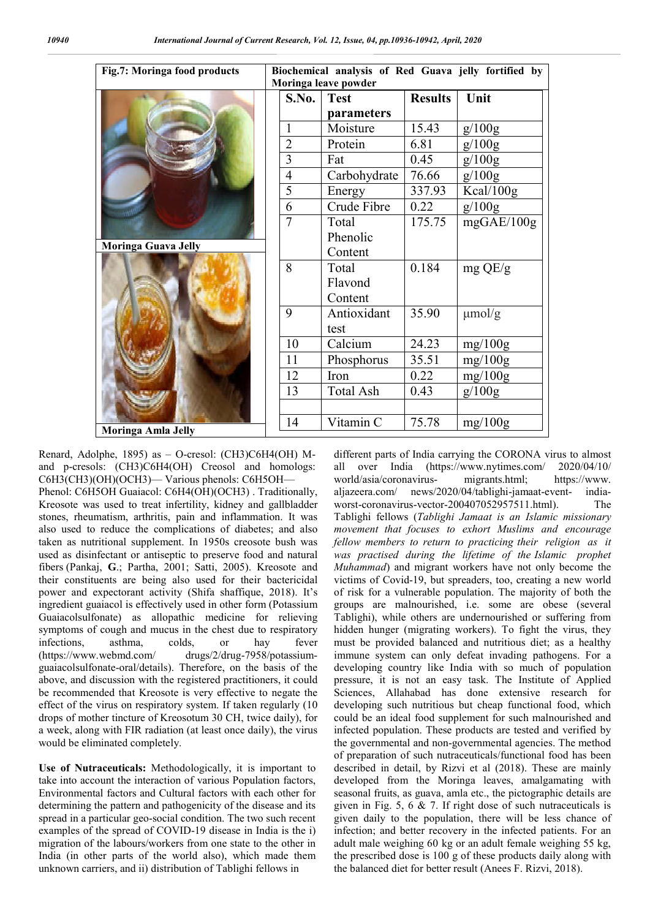| Fig.7: Moringa food products | Biochemical analysis of Red Guava jelly fortified by Moringa leave powder | | | |
|---|---|---|---|---|
| | S.No. | Test parameters | Results | Unit |
| | 1 | Moisture | 15.43 | g/100g |
| | 2 | Protein | 6.81 | g/100g |
| | 3 | Fat | 0.45 | g/100g |
| | 4 | Carbohydrate | 76.66 | g/100g |
| | 5 | Energy | 337.93 | Kcal/100g |
| | 6 | Crude Fibre | 0.22 | g/100g |
| Moringa Guava Jelly | 7 | Total Phenolic Content | 175.75 | mgGAE/100g |
| | 8 | Total Flavond Content | 0.184 | mg QE/g |
| | 9 | Antioxidant test | 35.90 | μmol/g |
| | 10 | Calcium | 24.23 | mg/100g |
| | 11 | Phosphorus | 35.51 | mg/100g |
| | 12 | Iron | 0.22 | mg/100g |
| | 13 | Total Ash | 0.43 | g/100g |
| | | | | |
| Moringa Amla Jelly | 14 | Vitamin C | 75.78 | mg/100g |

Renard, Adolphe, 1895) as – O-cresol: (CH3)C6H4(OH) M- and p-cresols: (CH3)C6H4(OH) Creosol and homologs: C6H3(CH3)(OH)(OCH3)— Various phenols: C6H5OH— Phenol: C6H5OH Guaiacol: C6H4(OH)(OCH3) . Traditionally, Kreosote was used to treat infertility, kidney and gallbladder stones, rheumatism, arthritis, pain and inflammation. It was also used to reduce the complications of diabetes; and also taken as nutritional supplement. In 1950s creosote bush was used as disinfectant or antiseptic to preserve food and natural fibers (Pankaj, **G**.; Partha, 2001; Satti, 2005). Kreosote and their constituents are being also used for their bactericidal power and expectorant activity (Shifa shaffique, 2018). It's ingredient guaiacol is effectively used in other form (Potassium Guaiacolsulfonate) as allopathic medicine for relieving symptoms of cough and mucus in the chest due to respiratory infections, asthma, colds, or hay fever (https://www.webmd.com/ drugs/2/drug-7958/potassium-guaiacolsulfonate-oral/details). Therefore, on the basis of the above, and discussion with the registered practitioners, it could be recommended that Kreosote is very effective to negate the effect of the virus on respiratory system. If taken regularly (10 drops of mother tincture of Kreosotum 30 CH, twice daily), for a week, along with FIR radiation (at least once daily), the virus would be eliminated completely.

**Use of Nutraceuticals:** Methodologically, it is important to take into account the interaction of various Population factors, Environmental factors and Cultural factors with each other for determining the pattern and pathogenicity of the disease and its spread in a particular geo-social condition. The two such recent examples of the spread of COVID-19 disease in India is the i) migration of the labours/workers from one state to the other in India (in other parts of the world also), which made them unknown carriers, and ii) distribution of Tablighi fellows in different parts of India carrying the CORONA virus to almost all over India (https://www.nytimes.com/ 2020/04/10/ world/asia/coronavirus- migrants.html; https://www. aljazeera.com/ news/2020/04/tablighi-jamaat-event- india-worst-coronavirus-vector-200407052957511.html). The Tablighi fellows (*Tablighi Jamaat is an Islamic missionary movement that focuses to exhort Muslims and encourage fellow members to return to practicing their religion as it was practised during the lifetime of the Islamic prophet Muhammad*) and migrant workers have not only become the victims of Covid-19, but spreaders, too, creating a new world of risk for a vulnerable population. The majority of both the groups are malnourished, i.e. some are obese (several Tablighi), while others are undernourished or suffering from hidden hunger (migrating workers). To fight the virus, they must be provided balanced and nutritious diet; as a healthy immune system can only defeat invading pathogens. For a developing country like India with so much of population pressure, it is not an easy task. The Institute of Applied Sciences, Allahabad has done extensive research for developing such nutritious but cheap functional food, which could be an ideal food supplement for such malnourished and infected population. These products are tested and verified by the governmental and non-governmental agencies. The method of preparation of such nutraceuticals/functional food has been described in detail, by Rizvi et al (2018). These are mainly developed from the Moringa leaves, amalgamating with seasonal fruits, as guava, amla etc., the pictographic details are given in Fig. 5, 6 & 7. If right dose of such nutraceuticals is given daily to the population, there will be less chance of infection; and better recovery in the infected patients. For an adult male weighing 60 kg or an adult female weighing 55 kg, the prescribed dose is 100 g of these products daily along with the balanced diet for better result (Anees F. Rizvi, 2018).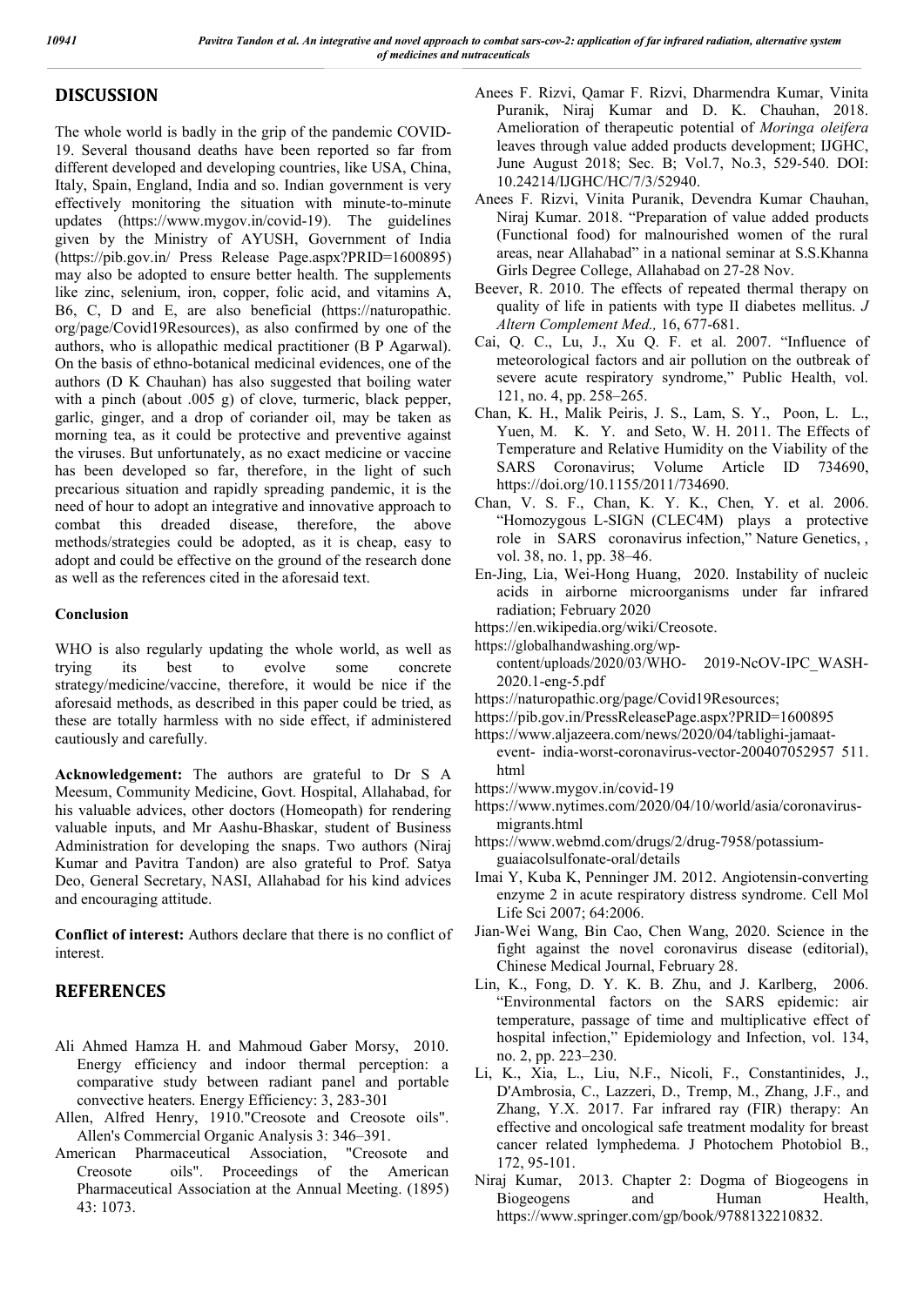## DISCUSSION

The whole world is badly in the grip of the pandemic COVID-19. Several thousand deaths have been reported so far from different developed and developing countries, like USA, China, Italy, Spain, England, India and so. Indian government is very effectively monitoring the situation with minute-to-minute updates (https://www.mygov.in/covid-19). The guidelines given by the Ministry of AYUSH, Government of India (https://pib.gov.in/ Press Release Page.aspx?PRID=1600895) may also be adopted to ensure better health. The supplements like zinc, selenium, iron, copper, folic acid, and vitamins A, B6, C, D and E, are also beneficial (https://naturopathic.org/page/Covid19Resources), as also confirmed by one of the authors, who is allopathic medical practitioner (B P Agarwal). On the basis of ethno-botanical medicinal evidences, one of the authors (D K Chauhan) has also suggested that boiling water with a pinch (about .005 g) of clove, turmeric, black pepper, garlic, ginger, and a drop of coriander oil, may be taken as morning tea, as it could be protective and preventive against the viruses. But unfortunately, as no exact medicine or vaccine has been developed so far, therefore, in the light of such precarious situation and rapidly spreading pandemic, it is the need of hour to adopt an integrative and innovative approach to combat this dreaded disease, therefore, the above methods/strategies could be adopted, as it is cheap, easy to adopt and could be effective on the ground of the research done as well as the references cited in the aforesaid text.

### Conclusion

WHO is also regularly updating the whole world, as well as trying its best to evolve some concrete strategy/medicine/vaccine, therefore, it would be nice if the aforesaid methods, as described in this paper could be tried, as these are totally harmless with no side effect, if administered cautiously and carefully.

**Acknowledgement:** The authors are grateful to Dr S A Meesum, Community Medicine, Govt. Hospital, Allahabad, for his valuable advices, other doctors (Homeopath) for rendering valuable inputs, and Mr Aashu-Bhaskar, student of Business Administration for developing the snaps. Two authors (Niraj Kumar and Pavitra Tandon) are also grateful to Prof. Satya Deo, General Secretary, NASI, Allahabad for his kind advices and encouraging attitude.

**Conflict of interest:** Authors declare that there is no conflict of interest.

## REFERENCES

- Ali Ahmed Hamza H. and Mahmoud Gaber Morsy, 2010. Energy efficiency and indoor thermal perception: a comparative study between radiant panel and portable convective heaters. Energy Efficiency: 3, 283-301
- Allen, Alfred Henry, 1910."Creosote and Creosote oils". Allen's Commercial Organic Analysis 3: 346–391.
- American Pharmaceutical Association, "Creosote and Creosote oils". Proceedings of the American Pharmaceutical Association at the Annual Meeting. (1895) 43: 1073.
- Anees F. Rizvi, Qamar F. Rizvi, Dharmendra Kumar, Vinita Puranik, Niraj Kumar and D. K. Chauhan, 2018. Amelioration of therapeutic potential of *Moringa oleifera* leaves through value added products development; IJGHC, June August 2018; Sec. B; Vol.7, No.3, 529-540. DOI: 10.24214/IJGHC/HC/7/3/52940.
- Anees F. Rizvi, Vinita Puranik, Devendra Kumar Chauhan, Niraj Kumar. 2018. "Preparation of value added products (Functional food) for malnourished women of the rural areas, near Allahabad" in a national seminar at S.S.Khanna Girls Degree College, Allahabad on 27-28 Nov.
- Beever, R. 2010. The effects of repeated thermal therapy on quality of life in patients with type II diabetes mellitus. *J Altern Complement Med.,* 16, 677-681.
- Cai, Q. C., Lu, J., Xu Q. F. et al. 2007. "Influence of meteorological factors and air pollution on the outbreak of severe acute respiratory syndrome," Public Health, vol. 121, no. 4, pp. 258–265.
- Chan, K. H., Malik Peiris, J. S., Lam, S. Y., Poon, L. L., Yuen, M. K. Y. and Seto, W. H. 2011. The Effects of Temperature and Relative Humidity on the Viability of the SARS Coronavirus; Volume Article ID 734690, https://doi.org/10.1155/2011/734690.
- Chan, V. S. F., Chan, K. Y. K., Chen, Y. et al. 2006. "Homozygous L-SIGN (CLEC4M) plays a protective role in SARS coronavirus infection," Nature Genetics, , vol. 38, no. 1, pp. 38–46.
- En-Jing, Lia, Wei-Hong Huang, 2020. Instability of nucleic acids in airborne microorganisms under far infrared radiation; February 2020
- https://en.wikipedia.org/wiki/Creosote.
- https://globalhandwashing.org/wp-content/uploads/2020/03/WHO- 2019-NcOV-IPC_WASH-2020.1-eng-5.pdf
- https://naturopathic.org/page/Covid19Resources;
- https://pib.gov.in/PressReleasePage.aspx?PRID=1600895
- https://www.aljazeera.com/news/2020/04/tablighi-jamaat-event- india-worst-coronavirus-vector-200407052957 511.html
- https://www.mygov.in/covid-19
- https://www.nytimes.com/2020/04/10/world/asia/coronavirus-migrants.html
- https://www.webmd.com/drugs/2/drug-7958/potassium-guaiacolsulfonate-oral/details
- Imai Y, Kuba K, Penninger JM. 2012. Angiotensin-converting enzyme 2 in acute respiratory distress syndrome. Cell Mol Life Sci 2007; 64:2006.
- Jian-Wei Wang, Bin Cao, Chen Wang, 2020. Science in the fight against the novel coronavirus disease (editorial), Chinese Medical Journal, February 28.
- Lin, K., Fong, D. Y. K. B. Zhu, and J. Karlberg, 2006. "Environmental factors on the SARS epidemic: air temperature, passage of time and multiplicative effect of hospital infection," Epidemiology and Infection, vol. 134, no. 2, pp. 223–230.
- Li, K., Xia, L., Liu, N.F., Nicoli, F., Constantinides, J., D'Ambrosia, C., Lazzeri, D., Tremp, M., Zhang, J.F., and Zhang, Y.X. 2017. Far infrared ray (FIR) therapy: An effective and oncological safe treatment modality for breast cancer related lymphedema. J Photochem Photobiol B., 172, 95-101.
- Niraj Kumar, 2013. Chapter 2: Dogma of Biogeogens in Biogeogens and Human Health, https://www.springer.com/gp/book/9788132210832.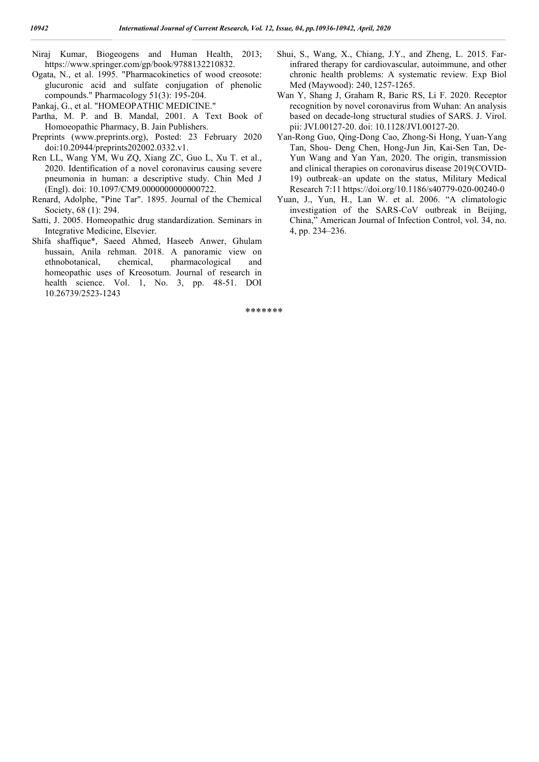Niraj Kumar, Biogeogens and Human Health, 2013; https://www.springer.com/gp/book/9788132210832.

Ogata, N., et al. 1995. "Pharmacokinetics of wood creosote: glucuronic acid and sulfate conjugation of phenolic compounds." Pharmacology 51(3): 195-204.

Pankaj, G., et al. "HOMEOPATHIC MEDICINE."

Partha, M. P. and B. Mandal, 2001. A Text Book of Homoeopathic Pharmacy, B. Jain Publishers.

Preprints (www.preprints.org), Posted: 23 February 2020 doi:10.20944/preprints202002.0332.v1.

Ren LL, Wang YM, Wu ZQ, Xiang ZC, Guo L, Xu T. et al., 2020. Identification of a novel coronavirus causing severe pneumonia in human: a descriptive study. Chin Med J (Engl). doi: 10.1097/CM9.0000000000000722.

Renard, Adolphe, "Pine Tar". 1895. Journal of the Chemical Society, 68 (1): 294.

Satti, J. 2005. Homeopathic drug standardization. Seminars in Integrative Medicine, Elsevier.

Shifa shaffique*, Saeed Ahmed, Haseeb Anwer, Ghulam hussain, Anila rehman. 2018. A panoramic view on ethnobotanical, chemical, pharmacological and homeopathic uses of Kreosotum. Journal of research in health science. Vol. 1, No. 3, pp. 48-51. DOI 10.26739/2523-1243

Shui, S., Wang, X., Chiang, J.Y., and Zheng, L. 2015. Far-infrared therapy for cardiovascular, autoimmune, and other chronic health problems: A systematic review. Exp Biol Med (Maywood): 240, 1257-1265.

Wan Y, Shang J, Graham R, Baric RS, Li F. 2020. Receptor recognition by novel coronavirus from Wuhan: An analysis based on decade-long structural studies of SARS. J. Virol. pii: JVI.00127-20. doi: 10.1128/JVI.00127-20.

Yan-Rong Guo, Qing-Dong Cao, Zhong-Si Hong, Yuan-Yang Tan, Shou- Deng Chen, Hong-Jun Jin, Kai-Sen Tan, De-Yun Wang and Yan Yan, 2020. The origin, transmission and clinical therapies on coronavirus disease 2019(COVID-19) outbreak–an update on the status, Military Medical Research 7:11 https://doi.org/10.1186/s40779-020-00240-0

Yuan, J., Yun, H., Lan W. et al. 2006. "A climatologic investigation of the SARS-CoV outbreak in Beijing, China," American Journal of Infection Control, vol. 34, no. 4, pp. 234–236.

*******